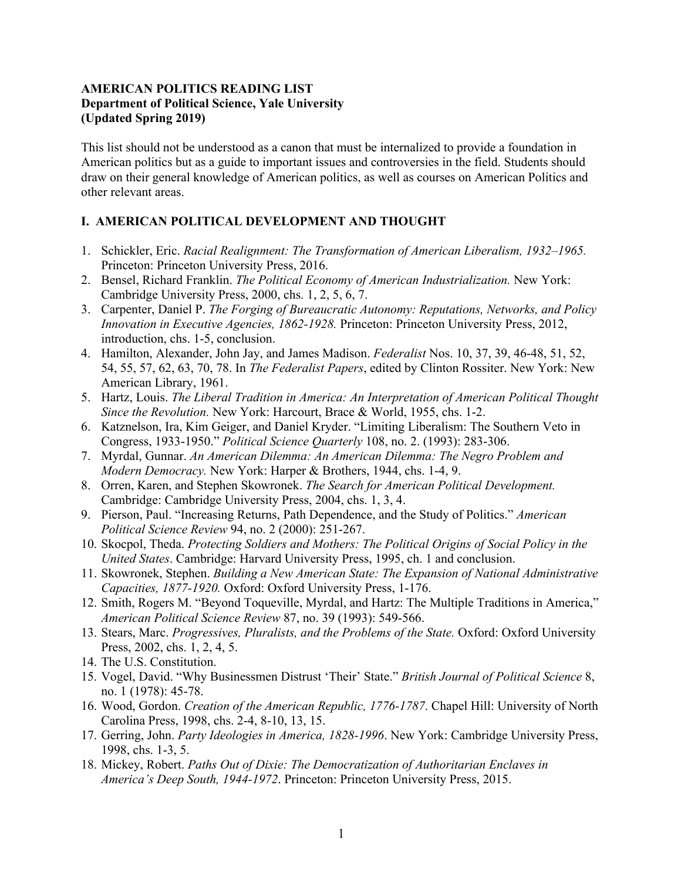**AMERICAN POLITICS READING LIST**
**Department of Political Science, Yale University**
**(Updated Spring 2019)**

This list should not be understood as a canon that must be internalized to provide a foundation in American politics but as a guide to important issues and controversies in the field. Students should draw on their general knowledge of American politics, as well as courses on American Politics and other relevant areas.

## I. AMERICAN POLITICAL DEVELOPMENT AND THOUGHT

1. Schickler, Eric. *Racial Realignment: The Transformation of American Liberalism, 1932–1965.* Princeton: Princeton University Press, 2016.
2. Bensel, Richard Franklin. *The Political Economy of American Industrialization.* New York: Cambridge University Press, 2000, chs. 1, 2, 5, 6, 7.
3. Carpenter, Daniel P. *The Forging of Bureaucratic Autonomy: Reputations, Networks, and Policy Innovation in Executive Agencies, 1862-1928.* Princeton: Princeton University Press, 2012, introduction, chs. 1-5, conclusion.
4. Hamilton, Alexander, John Jay, and James Madison. *Federalist* Nos. 10, 37, 39, 46-48, 51, 52, 54, 55, 57, 62, 63, 70, 78. In *The Federalist Papers*, edited by Clinton Rossiter. New York: New American Library, 1961.
5. Hartz, Louis. *The Liberal Tradition in America: An Interpretation of American Political Thought Since the Revolution.* New York: Harcourt, Brace & World, 1955, chs. 1-2.
6. Katznelson, Ira, Kim Geiger, and Daniel Kryder. "Limiting Liberalism: The Southern Veto in Congress, 1933-1950." *Political Science Quarterly* 108, no. 2. (1993): 283-306.
7. Myrdal, Gunnar. *An American Dilemma: An American Dilemma: The Negro Problem and Modern Democracy.* New York: Harper & Brothers, 1944, chs. 1-4, 9.
8. Orren, Karen, and Stephen Skowronek. *The Search for American Political Development.* Cambridge: Cambridge University Press, 2004, chs. 1, 3, 4.
9. Pierson, Paul. "Increasing Returns, Path Dependence, and the Study of Politics." *American Political Science Review* 94, no. 2 (2000): 251-267.
10. Skocpol, Theda. *Protecting Soldiers and Mothers: The Political Origins of Social Policy in the United States*. Cambridge: Harvard University Press, 1995, ch. 1 and conclusion.
11. Skowronek, Stephen. *Building a New American State: The Expansion of National Administrative Capacities, 1877-1920.* Oxford: Oxford University Press, 1-176.
12. Smith, Rogers M. "Beyond Toqueville, Myrdal, and Hartz: The Multiple Traditions in America," *American Political Science Review* 87, no. 39 (1993): 549-566.
13. Stears, Marc. *Progressives, Pluralists, and the Problems of the State.* Oxford: Oxford University Press, 2002, chs. 1, 2, 4, 5.
14. The U.S. Constitution.
15. Vogel, David. "Why Businessmen Distrust 'Their' State." *British Journal of Political Science* 8, no. 1 (1978): 45-78.
16. Wood, Gordon. *Creation of the American Republic, 1776-1787*. Chapel Hill: University of North Carolina Press, 1998, chs. 2-4, 8-10, 13, 15.
17. Gerring, John. *Party Ideologies in America, 1828-1996*. New York: Cambridge University Press, 1998, chs. 1-3, 5.
18. Mickey, Robert. *Paths Out of Dixie: The Democratization of Authoritarian Enclaves in America's Deep South, 1944-1972*. Princeton: Princeton University Press, 2015.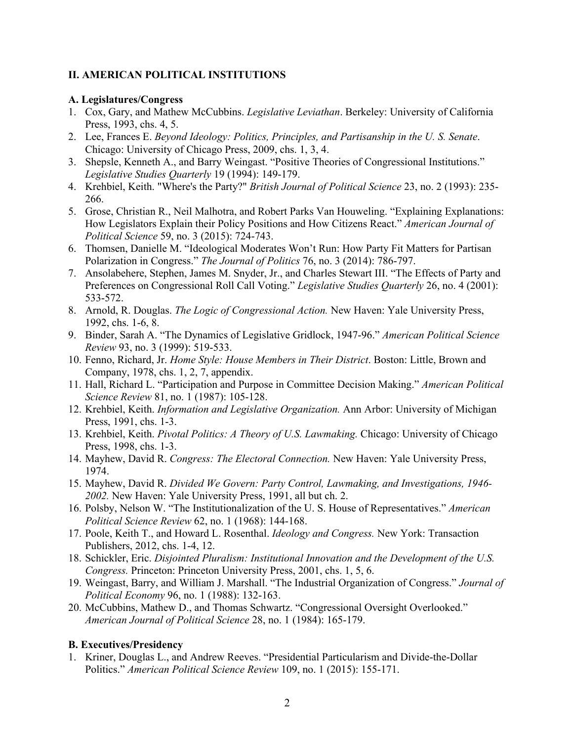## II. AMERICAN POLITICAL INSTITUTIONS

### A. Legislatures/Congress

1. Cox, Gary, and Mathew McCubbins. *Legislative Leviathan*. Berkeley: University of California Press, 1993, chs. 4, 5.
2. Lee, Frances E. *Beyond Ideology: Politics, Principles, and Partisanship in the U. S. Senate*. Chicago: University of Chicago Press, 2009, chs. 1, 3, 4.
3. Shepsle, Kenneth A., and Barry Weingast. "Positive Theories of Congressional Institutions." *Legislative Studies Quarterly* 19 (1994): 149-179.
4. Krehbiel, Keith. "Where's the Party?" *British Journal of Political Science* 23, no. 2 (1993): 235-266.
5. Grose, Christian R., Neil Malhotra, and Robert Parks Van Houweling. "Explaining Explanations: How Legislators Explain their Policy Positions and How Citizens React." *American Journal of Political Science* 59, no. 3 (2015): 724-743.
6. Thomsen, Danielle M. "Ideological Moderates Won't Run: How Party Fit Matters for Partisan Polarization in Congress." *The Journal of Politics* 76, no. 3 (2014): 786-797.
7. Ansolabehere, Stephen, James M. Snyder, Jr., and Charles Stewart III. "The Effects of Party and Preferences on Congressional Roll Call Voting." *Legislative Studies Quarterly* 26, no. 4 (2001): 533-572.
8. Arnold, R. Douglas. *The Logic of Congressional Action.* New Haven: Yale University Press, 1992, chs. 1-6, 8.
9. Binder, Sarah A. "The Dynamics of Legislative Gridlock, 1947-96." *American Political Science Review* 93, no. 3 (1999): 519-533.
10. Fenno, Richard, Jr. *Home Style: House Members in Their District*. Boston: Little, Brown and Company, 1978, chs. 1, 2, 7, appendix.
11. Hall, Richard L. "Participation and Purpose in Committee Decision Making." *American Political Science Review* 81, no. 1 (1987): 105-128.
12. Krehbiel, Keith. *Information and Legislative Organization.* Ann Arbor: University of Michigan Press, 1991, chs. 1-3.
13. Krehbiel, Keith. *Pivotal Politics: A Theory of U.S. Lawmaking.* Chicago: University of Chicago Press, 1998, chs. 1-3.
14. Mayhew, David R. *Congress: The Electoral Connection.* New Haven: Yale University Press, 1974.
15. Mayhew, David R. *Divided We Govern: Party Control, Lawmaking, and Investigations, 1946-2002.* New Haven: Yale University Press, 1991, all but ch. 2.
16. Polsby, Nelson W. "The Institutionalization of the U. S. House of Representatives." *American Political Science Review* 62, no. 1 (1968): 144-168.
17. Poole, Keith T., and Howard L. Rosenthal. *Ideology and Congress.* New York: Transaction Publishers, 2012, chs. 1-4, 12.
18. Schickler, Eric. *Disjointed Pluralism: Institutional Innovation and the Development of the U.S. Congress.* Princeton: Princeton University Press, 2001, chs. 1, 5, 6.
19. Weingast, Barry, and William J. Marshall. "The Industrial Organization of Congress." *Journal of Political Economy* 96, no. 1 (1988): 132-163.
20. McCubbins, Mathew D., and Thomas Schwartz. "Congressional Oversight Overlooked." *American Journal of Political Science* 28, no. 1 (1984): 165-179.

### B. Executives/Presidency

1. Kriner, Douglas L., and Andrew Reeves. "Presidential Particularism and Divide-the-Dollar Politics." *American Political Science Review* 109, no. 1 (2015): 155-171.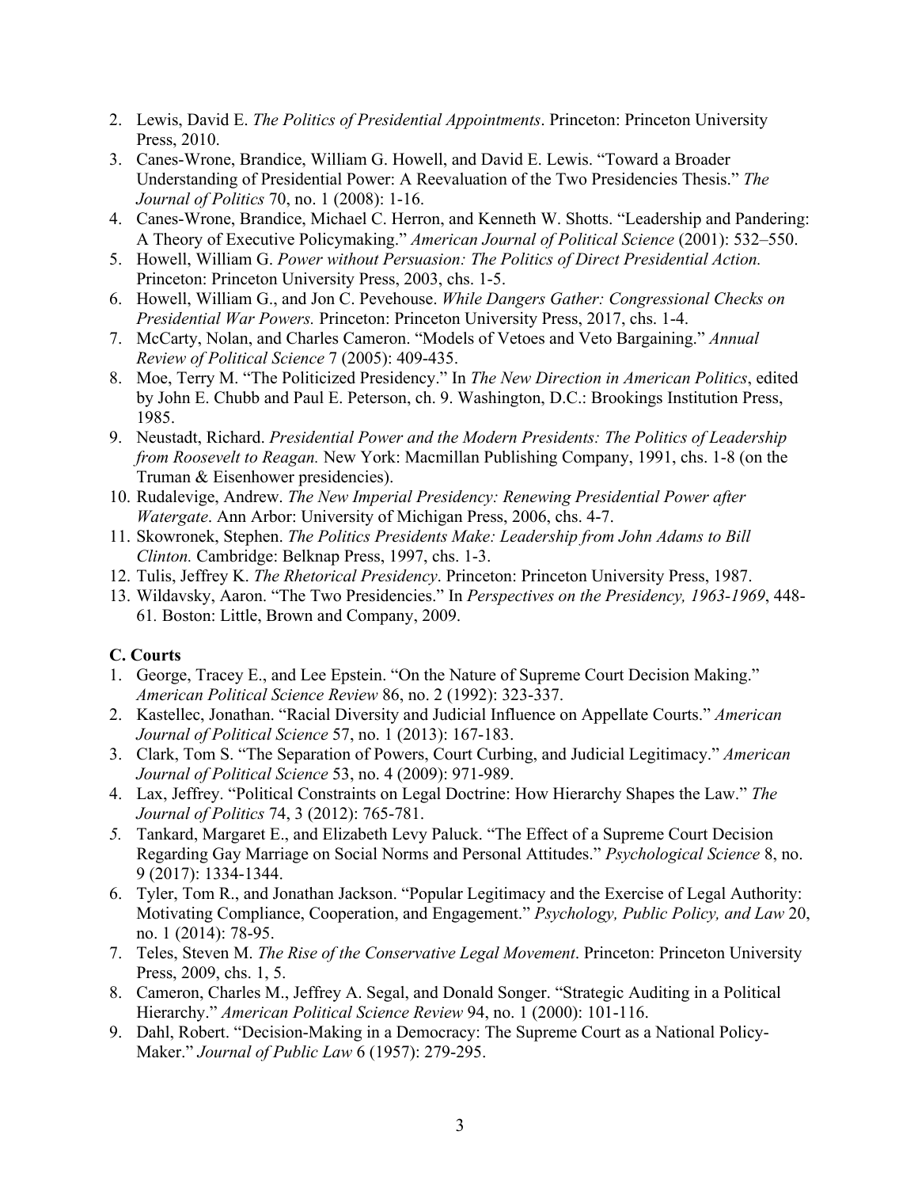2. Lewis, David E. *The Politics of Presidential Appointments*. Princeton: Princeton University Press, 2010.
3. Canes-Wrone, Brandice, William G. Howell, and David E. Lewis. "Toward a Broader Understanding of Presidential Power: A Reevaluation of the Two Presidencies Thesis." *The Journal of Politics* 70, no. 1 (2008): 1-16.
4. Canes-Wrone, Brandice, Michael C. Herron, and Kenneth W. Shotts. "Leadership and Pandering: A Theory of Executive Policymaking." *American Journal of Political Science* (2001): 532–550.
5. Howell, William G. *Power without Persuasion: The Politics of Direct Presidential Action.* Princeton: Princeton University Press, 2003, chs. 1-5.
6. Howell, William G., and Jon C. Pevehouse. *While Dangers Gather: Congressional Checks on Presidential War Powers.* Princeton: Princeton University Press, 2017, chs. 1-4.
7. McCarty, Nolan, and Charles Cameron. "Models of Vetoes and Veto Bargaining." *Annual Review of Political Science* 7 (2005): 409-435.
8. Moe, Terry M. "The Politicized Presidency." In *The New Direction in American Politics*, edited by John E. Chubb and Paul E. Peterson, ch. 9. Washington, D.C.: Brookings Institution Press, 1985.
9. Neustadt, Richard. *Presidential Power and the Modern Presidents: The Politics of Leadership from Roosevelt to Reagan.* New York: Macmillan Publishing Company, 1991, chs. 1-8 (on the Truman & Eisenhower presidencies).
10. Rudalevige, Andrew. *The New Imperial Presidency: Renewing Presidential Power after Watergate*. Ann Arbor: University of Michigan Press, 2006, chs. 4-7.
11. Skowronek, Stephen. *The Politics Presidents Make: Leadership from John Adams to Bill Clinton.* Cambridge: Belknap Press, 1997, chs. 1-3.
12. Tulis, Jeffrey K. *The Rhetorical Presidency*. Princeton: Princeton University Press, 1987.
13. Wildavsky, Aaron. "The Two Presidencies." In *Perspectives on the Presidency, 1963-1969*, 448-61*.* Boston: Little, Brown and Company, 2009.

**C. Courts**

1. George, Tracey E., and Lee Epstein. "On the Nature of Supreme Court Decision Making." *American Political Science Review* 86, no. 2 (1992): 323-337.
2. Kastellec, Jonathan. "Racial Diversity and Judicial Influence on Appellate Courts." *American Journal of Political Science* 57, no. 1 (2013): 167-183.
3. Clark, Tom S. "The Separation of Powers, Court Curbing, and Judicial Legitimacy." *American Journal of Political Science* 53, no. 4 (2009): 971-989.
4. Lax, Jeffrey. "Political Constraints on Legal Doctrine: How Hierarchy Shapes the Law." *The Journal of Politics* 74, 3 (2012): 765-781.
5. Tankard, Margaret E., and Elizabeth Levy Paluck. "The Effect of a Supreme Court Decision Regarding Gay Marriage on Social Norms and Personal Attitudes." *Psychological Science* 8, no. 9 (2017): 1334-1344.
6. Tyler, Tom R., and Jonathan Jackson. "Popular Legitimacy and the Exercise of Legal Authority: Motivating Compliance, Cooperation, and Engagement." *Psychology, Public Policy, and Law* 20, no. 1 (2014): 78-95.
7. Teles, Steven M. *The Rise of the Conservative Legal Movement*. Princeton: Princeton University Press, 2009, chs. 1, 5.
8. Cameron, Charles M., Jeffrey A. Segal, and Donald Songer. "Strategic Auditing in a Political Hierarchy." *American Political Science Review* 94, no. 1 (2000): 101-116.
9. Dahl, Robert. "Decision-Making in a Democracy: The Supreme Court as a National Policy-Maker." *Journal of Public Law* 6 (1957): 279-295.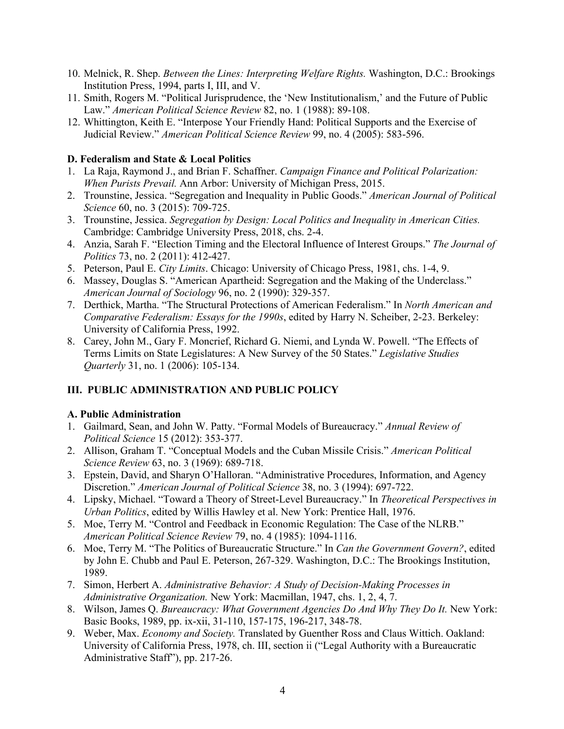10. Melnick, R. Shep. *Between the Lines: Interpreting Welfare Rights.* Washington, D.C.: Brookings Institution Press, 1994, parts I, III, and V.
11. Smith, Rogers M. "Political Jurisprudence, the 'New Institutionalism,' and the Future of Public Law." *American Political Science Review* 82, no. 1 (1988): 89-108.
12. Whittington, Keith E. "Interpose Your Friendly Hand: Political Supports and the Exercise of Judicial Review." *American Political Science Review* 99, no. 4 (2005): 583-596.

**D. Federalism and State & Local Politics**

1. La Raja, Raymond J., and Brian F. Schaffner. *Campaign Finance and Political Polarization: When Purists Prevail.* Ann Arbor: University of Michigan Press, 2015.
2. Trounstine, Jessica. "Segregation and Inequality in Public Goods." *American Journal of Political Science* 60, no. 3 (2015): 709-725.
3. Trounstine, Jessica. *Segregation by Design: Local Politics and Inequality in American Cities.* Cambridge: Cambridge University Press, 2018, chs. 2-4.
4. Anzia, Sarah F. "Election Timing and the Electoral Influence of Interest Groups." *The Journal of Politics* 73, no. 2 (2011): 412-427.
5. Peterson, Paul E. *City Limits*. Chicago: University of Chicago Press, 1981, chs. 1-4, 9.
6. Massey, Douglas S. "American Apartheid: Segregation and the Making of the Underclass." *American Journal of Sociology* 96, no. 2 (1990): 329-357.
7. Derthick, Martha. "The Structural Protections of American Federalism." In *North American and Comparative Federalism: Essays for the 1990s*, edited by Harry N. Scheiber, 2-23. Berkeley: University of California Press, 1992.
8. Carey, John M., Gary F. Moncrief, Richard G. Niemi, and Lynda W. Powell. "The Effects of Terms Limits on State Legislatures: A New Survey of the 50 States." *Legislative Studies Quarterly* 31, no. 1 (2006): 105-134.

## III. PUBLIC ADMINISTRATION AND PUBLIC POLICY

**A. Public Administration**

1. Gailmard, Sean, and John W. Patty. "Formal Models of Bureaucracy." *Annual Review of Political Science* 15 (2012): 353-377.
2. Allison, Graham T. "Conceptual Models and the Cuban Missile Crisis." *American Political Science Review* 63, no. 3 (1969): 689-718.
3. Epstein, David, and Sharyn O'Halloran. "Administrative Procedures, Information, and Agency Discretion." *American Journal of Political Science* 38, no. 3 (1994): 697-722.
4. Lipsky, Michael. "Toward a Theory of Street-Level Bureaucracy." In *Theoretical Perspectives in Urban Politics*, edited by Willis Hawley et al. New York: Prentice Hall, 1976.
5. Moe, Terry M. "Control and Feedback in Economic Regulation: The Case of the NLRB." *American Political Science Review* 79, no. 4 (1985): 1094-1116.
6. Moe, Terry M. "The Politics of Bureaucratic Structure." In *Can the Government Govern?*, edited by John E. Chubb and Paul E. Peterson, 267-329. Washington, D.C.: The Brookings Institution, 1989.
7. Simon, Herbert A. *Administrative Behavior: A Study of Decision-Making Processes in Administrative Organization.* New York: Macmillan, 1947, chs. 1, 2, 4, 7.
8. Wilson, James Q. *Bureaucracy: What Government Agencies Do And Why They Do It.* New York: Basic Books, 1989, pp. ix-xii, 31-110, 157-175, 196-217, 348-78.
9. Weber, Max. *Economy and Society.* Translated by Guenther Ross and Claus Wittich. Oakland: University of California Press, 1978, ch. III, section ii ("Legal Authority with a Bureaucratic Administrative Staff"), pp. 217-26.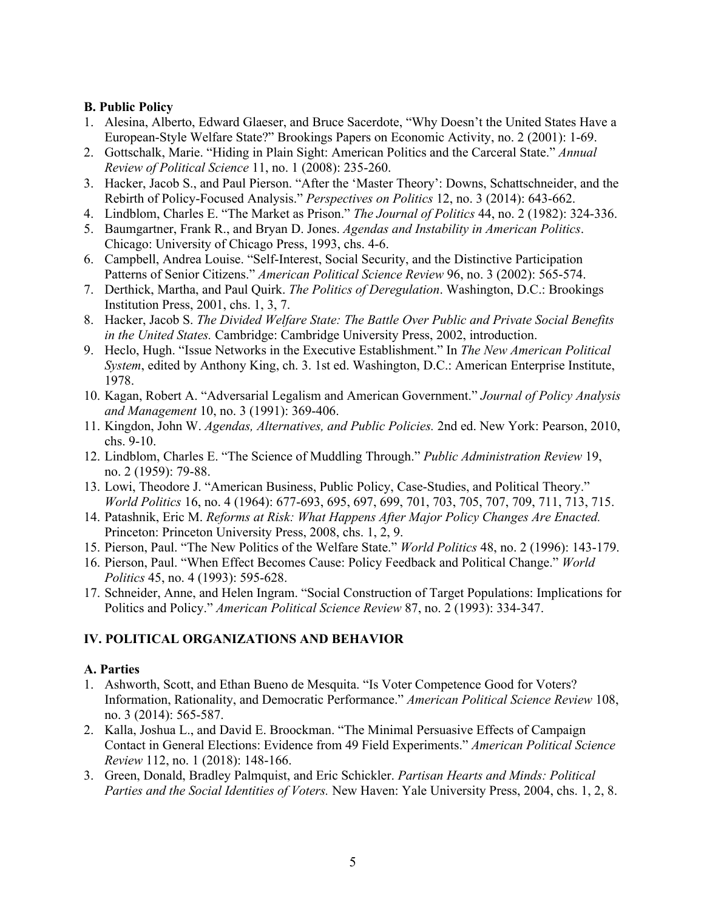**B. Public Policy**

1. Alesina, Alberto, Edward Glaeser, and Bruce Sacerdote, "Why Doesn't the United States Have a European-Style Welfare State?" Brookings Papers on Economic Activity, no. 2 (2001): 1-69.
2. Gottschalk, Marie. "Hiding in Plain Sight: American Politics and the Carceral State." *Annual Review of Political Science* 11, no. 1 (2008): 235-260.
3. Hacker, Jacob S., and Paul Pierson. "After the 'Master Theory': Downs, Schattschneider, and the Rebirth of Policy-Focused Analysis." *Perspectives on Politics* 12, no. 3 (2014): 643-662.
4. Lindblom, Charles E. "The Market as Prison." *The Journal of Politics* 44, no. 2 (1982): 324-336.
5. Baumgartner, Frank R., and Bryan D. Jones. *Agendas and Instability in American Politics*. Chicago: University of Chicago Press, 1993, chs. 4-6.
6. Campbell, Andrea Louise. "Self-Interest, Social Security, and the Distinctive Participation Patterns of Senior Citizens." *American Political Science Review* 96, no. 3 (2002): 565-574.
7. Derthick, Martha, and Paul Quirk. *The Politics of Deregulation*. Washington, D.C.: Brookings Institution Press, 2001, chs. 1, 3, 7.
8. Hacker, Jacob S. *The Divided Welfare State: The Battle Over Public and Private Social Benefits in the United States.* Cambridge: Cambridge University Press, 2002, introduction.
9. Heclo, Hugh. "Issue Networks in the Executive Establishment." In *The New American Political System*, edited by Anthony King, ch. 3. 1st ed. Washington, D.C.: American Enterprise Institute, 1978.
10. Kagan, Robert A. "Adversarial Legalism and American Government." *Journal of Policy Analysis and Management* 10, no. 3 (1991): 369-406.
11. Kingdon, John W. *Agendas, Alternatives, and Public Policies.* 2nd ed. New York: Pearson, 2010, chs. 9-10.
12. Lindblom, Charles E. "The Science of Muddling Through." *Public Administration Review* 19, no. 2 (1959): 79-88.
13. Lowi, Theodore J. "American Business, Public Policy, Case-Studies, and Political Theory." *World Politics* 16, no. 4 (1964): 677-693, 695, 697, 699, 701, 703, 705, 707, 709, 711, 713, 715.
14. Patashnik, Eric M. *Reforms at Risk: What Happens After Major Policy Changes Are Enacted.* Princeton: Princeton University Press, 2008, chs. 1, 2, 9.
15. Pierson, Paul. "The New Politics of the Welfare State." *World Politics* 48, no. 2 (1996): 143-179.
16. Pierson, Paul. "When Effect Becomes Cause: Policy Feedback and Political Change." *World Politics* 45, no. 4 (1993): 595-628.
17. Schneider, Anne, and Helen Ingram. "Social Construction of Target Populations: Implications for Politics and Policy." *American Political Science Review* 87, no. 2 (1993): 334-347.

## IV. POLITICAL ORGANIZATIONS AND BEHAVIOR

**A. Parties**

1. Ashworth, Scott, and Ethan Bueno de Mesquita. "Is Voter Competence Good for Voters? Information, Rationality, and Democratic Performance." *American Political Science Review* 108, no. 3 (2014): 565-587.
2. Kalla, Joshua L., and David E. Broockman. "The Minimal Persuasive Effects of Campaign Contact in General Elections: Evidence from 49 Field Experiments." *American Political Science Review* 112, no. 1 (2018): 148-166.
3. Green, Donald, Bradley Palmquist, and Eric Schickler. *Partisan Hearts and Minds: Political Parties and the Social Identities of Voters.* New Haven: Yale University Press, 2004, chs. 1, 2, 8.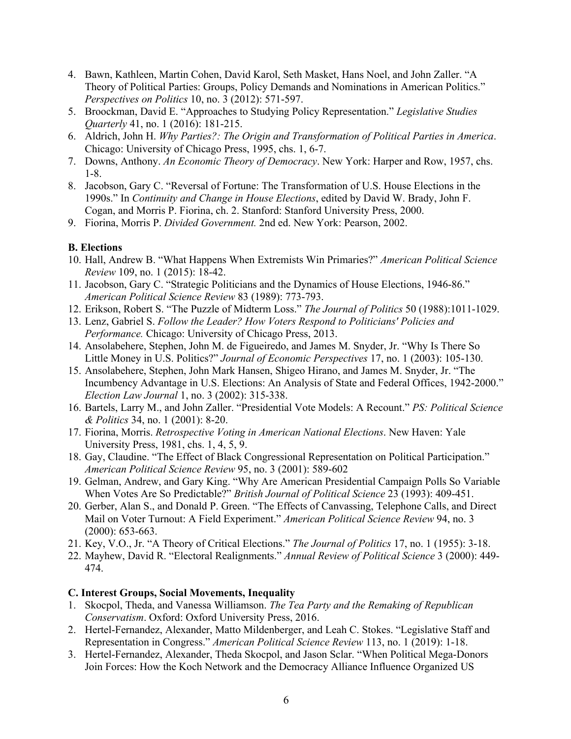4. Bawn, Kathleen, Martin Cohen, David Karol, Seth Masket, Hans Noel, and John Zaller. "A Theory of Political Parties: Groups, Policy Demands and Nominations in American Politics." *Perspectives on Politics* 10, no. 3 (2012): 571-597.
5. Broockman, David E. "Approaches to Studying Policy Representation." *Legislative Studies Quarterly* 41, no. 1 (2016): 181-215.
6. Aldrich, John H. *Why Parties?: The Origin and Transformation of Political Parties in America*. Chicago: University of Chicago Press, 1995, chs. 1, 6-7.
7. Downs, Anthony. *An Economic Theory of Democracy*. New York: Harper and Row, 1957, chs. 1-8.
8. Jacobson, Gary C. "Reversal of Fortune: The Transformation of U.S. House Elections in the 1990s." In *Continuity and Change in House Elections*, edited by David W. Brady, John F. Cogan, and Morris P. Fiorina, ch. 2. Stanford: Stanford University Press, 2000.
9. Fiorina, Morris P. *Divided Government.* 2nd ed. New York: Pearson, 2002.

**B. Elections**

10. Hall, Andrew B. "What Happens When Extremists Win Primaries?" *American Political Science Review* 109, no. 1 (2015): 18-42.
11. Jacobson, Gary C. "Strategic Politicians and the Dynamics of House Elections, 1946-86." *American Political Science Review* 83 (1989): 773-793.
12. Erikson, Robert S. "The Puzzle of Midterm Loss." *The Journal of Politics* 50 (1988):1011-1029.
13. Lenz, Gabriel S. *Follow the Leader? How Voters Respond to Politicians' Policies and Performance.* Chicago: University of Chicago Press, 2013.
14. Ansolabehere, Stephen, John M. de Figueiredo, and James M. Snyder, Jr. "Why Is There So Little Money in U.S. Politics?" *Journal of Economic Perspectives* 17, no. 1 (2003): 105-130.
15. Ansolabehere, Stephen, John Mark Hansen, Shigeo Hirano, and James M. Snyder, Jr. "The Incumbency Advantage in U.S. Elections: An Analysis of State and Federal Offices, 1942-2000." *Election Law Journal* 1, no. 3 (2002): 315-338.
16. Bartels, Larry M., and John Zaller. "Presidential Vote Models: A Recount." *PS: Political Science & Politics* 34, no. 1 (2001): 8-20.
17. Fiorina, Morris. *Retrospective Voting in American National Elections*. New Haven: Yale University Press, 1981, chs. 1, 4, 5, 9.
18. Gay, Claudine. "The Effect of Black Congressional Representation on Political Participation." *American Political Science Review* 95, no. 3 (2001): 589-602
19. Gelman, Andrew, and Gary King. "Why Are American Presidential Campaign Polls So Variable When Votes Are So Predictable?" *British Journal of Political Science* 23 (1993): 409-451.
20. Gerber, Alan S., and Donald P. Green. "The Effects of Canvassing, Telephone Calls, and Direct Mail on Voter Turnout: A Field Experiment." *American Political Science Review* 94, no. 3 (2000): 653-663.
21. Key, V.O., Jr. "A Theory of Critical Elections." *The Journal of Politics* 17, no. 1 (1955): 3-18.
22. Mayhew, David R. "Electoral Realignments." *Annual Review of Political Science* 3 (2000): 449-474.

**C. Interest Groups, Social Movements, Inequality**

1. Skocpol, Theda, and Vanessa Williamson. *The Tea Party and the Remaking of Republican Conservatism*. Oxford: Oxford University Press, 2016.
2. Hertel-Fernandez, Alexander, Matto Mildenberger, and Leah C. Stokes. "Legislative Staff and Representation in Congress." *American Political Science Review* 113, no. 1 (2019): 1-18.
3. Hertel-Fernandez, Alexander, Theda Skocpol, and Jason Sclar. "When Political Mega-Donors Join Forces: How the Koch Network and the Democracy Alliance Influence Organized US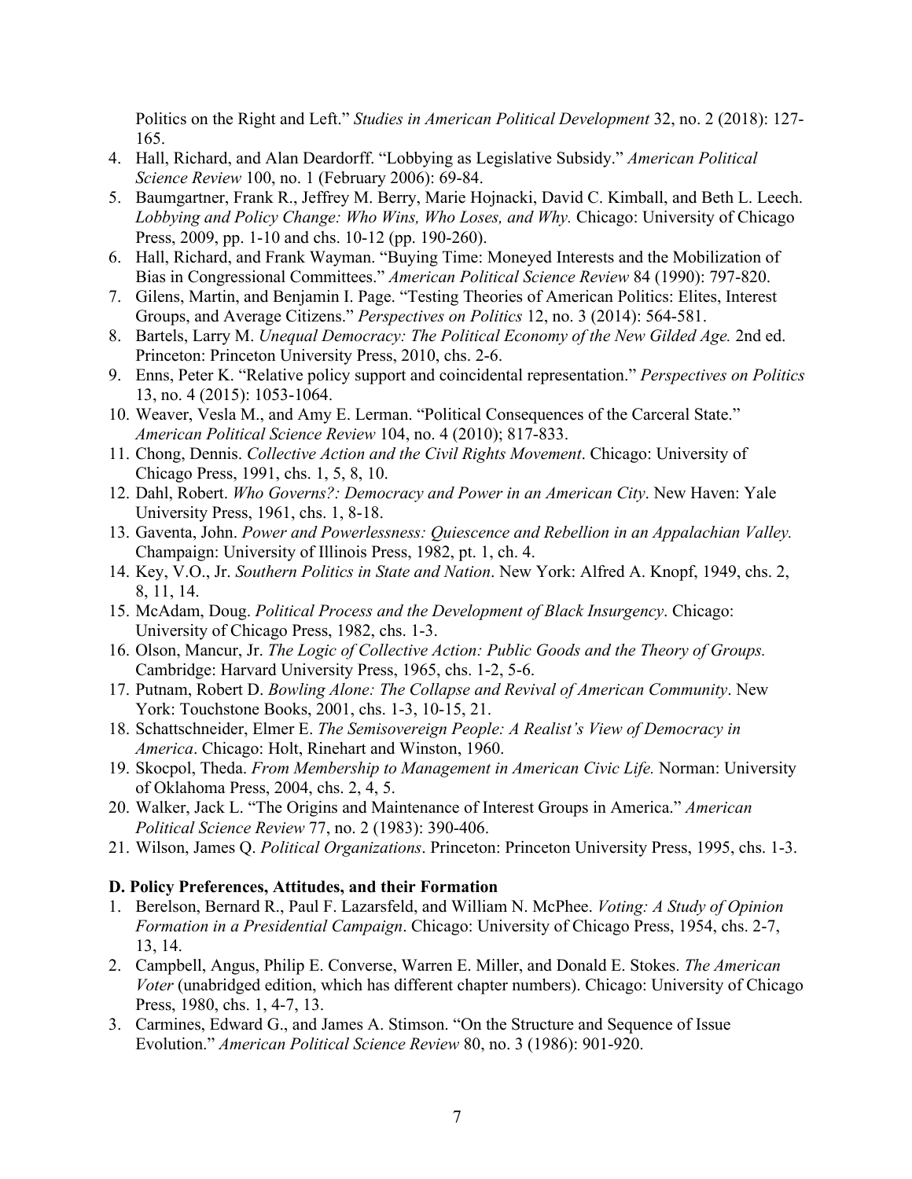Politics on the Right and Left." *Studies in American Political Development* 32, no. 2 (2018): 127-165.

4. Hall, Richard, and Alan Deardorff. "Lobbying as Legislative Subsidy." *American Political Science Review* 100, no. 1 (February 2006): 69-84.
5. Baumgartner, Frank R., Jeffrey M. Berry, Marie Hojnacki, David C. Kimball, and Beth L. Leech. *Lobbying and Policy Change: Who Wins, Who Loses, and Why.* Chicago: University of Chicago Press, 2009, pp. 1-10 and chs. 10-12 (pp. 190-260).
6. Hall, Richard, and Frank Wayman. "Buying Time: Moneyed Interests and the Mobilization of Bias in Congressional Committees." *American Political Science Review* 84 (1990): 797-820.
7. Gilens, Martin, and Benjamin I. Page. "Testing Theories of American Politics: Elites, Interest Groups, and Average Citizens." *Perspectives on Politics* 12, no. 3 (2014): 564-581.
8. Bartels, Larry M. *Unequal Democracy: The Political Economy of the New Gilded Age.* 2nd ed. Princeton: Princeton University Press, 2010, chs. 2-6.
9. Enns, Peter K. "Relative policy support and coincidental representation." *Perspectives on Politics* 13, no. 4 (2015): 1053-1064.
10. Weaver, Vesla M., and Amy E. Lerman. "Political Consequences of the Carceral State." *American Political Science Review* 104, no. 4 (2010); 817-833.
11. Chong, Dennis. *Collective Action and the Civil Rights Movement*. Chicago: University of Chicago Press, 1991, chs. 1, 5, 8, 10.
12. Dahl, Robert. *Who Governs?: Democracy and Power in an American City*. New Haven: Yale University Press, 1961, chs. 1, 8-18.
13. Gaventa, John. *Power and Powerlessness: Quiescence and Rebellion in an Appalachian Valley.* Champaign: University of Illinois Press, 1982, pt. 1, ch. 4.
14. Key, V.O., Jr. *Southern Politics in State and Nation*. New York: Alfred A. Knopf, 1949, chs. 2, 8, 11, 14.
15. McAdam, Doug. *Political Process and the Development of Black Insurgency*. Chicago: University of Chicago Press, 1982, chs. 1-3.
16. Olson, Mancur, Jr. *The Logic of Collective Action: Public Goods and the Theory of Groups.* Cambridge: Harvard University Press, 1965, chs. 1-2, 5-6.
17. Putnam, Robert D. *Bowling Alone: The Collapse and Revival of American Community*. New York: Touchstone Books, 2001, chs. 1-3, 10-15, 21.
18. Schattschneider, Elmer E. *The Semisovereign People: A Realist's View of Democracy in America*. Chicago: Holt, Rinehart and Winston, 1960.
19. Skocpol, Theda. *From Membership to Management in American Civic Life.* Norman: University of Oklahoma Press, 2004, chs. 2, 4, 5.
20. Walker, Jack L. "The Origins and Maintenance of Interest Groups in America." *American Political Science Review* 77, no. 2 (1983): 390-406.
21. Wilson, James Q. *Political Organizations*. Princeton: Princeton University Press, 1995, chs. 1-3.

**D. Policy Preferences, Attitudes, and their Formation**

1. Berelson, Bernard R., Paul F. Lazarsfeld, and William N. McPhee. *Voting: A Study of Opinion Formation in a Presidential Campaign*. Chicago: University of Chicago Press, 1954, chs. 2-7, 13, 14.
2. Campbell, Angus, Philip E. Converse, Warren E. Miller, and Donald E. Stokes. *The American Voter* (unabridged edition, which has different chapter numbers). Chicago: University of Chicago Press, 1980, chs. 1, 4-7, 13.
3. Carmines, Edward G., and James A. Stimson. "On the Structure and Sequence of Issue Evolution." *American Political Science Review* 80, no. 3 (1986): 901-920.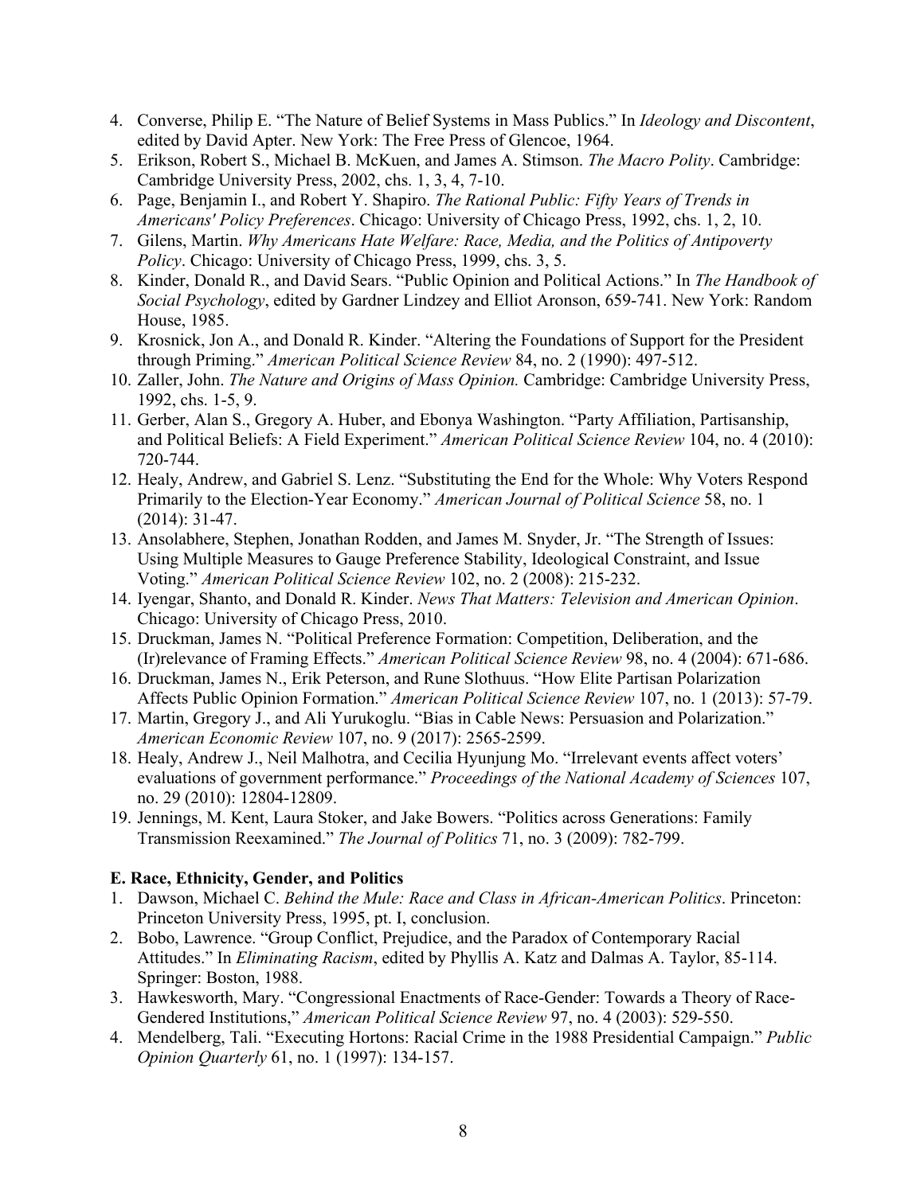4. Converse, Philip E. "The Nature of Belief Systems in Mass Publics." In *Ideology and Discontent*, edited by David Apter. New York: The Free Press of Glencoe, 1964.
5. Erikson, Robert S., Michael B. McKuen, and James A. Stimson. *The Macro Polity*. Cambridge: Cambridge University Press, 2002, chs. 1, 3, 4, 7-10.
6. Page, Benjamin I., and Robert Y. Shapiro. *The Rational Public: Fifty Years of Trends in Americans' Policy Preferences*. Chicago: University of Chicago Press, 1992, chs. 1, 2, 10.
7. Gilens, Martin. *Why Americans Hate Welfare: Race, Media, and the Politics of Antipoverty Policy*. Chicago: University of Chicago Press, 1999, chs. 3, 5.
8. Kinder, Donald R., and David Sears. "Public Opinion and Political Actions." In *The Handbook of Social Psychology*, edited by Gardner Lindzey and Elliot Aronson, 659-741. New York: Random House, 1985.
9. Krosnick, Jon A., and Donald R. Kinder. "Altering the Foundations of Support for the President through Priming." *American Political Science Review* 84, no. 2 (1990): 497-512.
10. Zaller, John. *The Nature and Origins of Mass Opinion.* Cambridge: Cambridge University Press, 1992, chs. 1-5, 9.
11. Gerber, Alan S., Gregory A. Huber, and Ebonya Washington. "Party Affiliation, Partisanship, and Political Beliefs: A Field Experiment." *American Political Science Review* 104, no. 4 (2010): 720-744.
12. Healy, Andrew, and Gabriel S. Lenz. "Substituting the End for the Whole: Why Voters Respond Primarily to the Election-Year Economy." *American Journal of Political Science* 58, no. 1 (2014): 31-47.
13. Ansolabhere, Stephen, Jonathan Rodden, and James M. Snyder, Jr. "The Strength of Issues: Using Multiple Measures to Gauge Preference Stability, Ideological Constraint, and Issue Voting." *American Political Science Review* 102, no. 2 (2008): 215-232.
14. Iyengar, Shanto, and Donald R. Kinder. *News That Matters: Television and American Opinion*. Chicago: University of Chicago Press, 2010.
15. Druckman, James N. "Political Preference Formation: Competition, Deliberation, and the (Ir)relevance of Framing Effects." *American Political Science Review* 98, no. 4 (2004): 671-686.
16. Druckman, James N., Erik Peterson, and Rune Slothuus. "How Elite Partisan Polarization Affects Public Opinion Formation." *American Political Science Review* 107, no. 1 (2013): 57-79.
17. Martin, Gregory J., and Ali Yurukoglu. "Bias in Cable News: Persuasion and Polarization." *American Economic Review* 107, no. 9 (2017): 2565-2599.
18. Healy, Andrew J., Neil Malhotra, and Cecilia Hyunjung Mo. "Irrelevant events affect voters' evaluations of government performance." *Proceedings of the National Academy of Sciences* 107, no. 29 (2010): 12804-12809.
19. Jennings, M. Kent, Laura Stoker, and Jake Bowers. "Politics across Generations: Family Transmission Reexamined." *The Journal of Politics* 71, no. 3 (2009): 782-799.

**E. Race, Ethnicity, Gender, and Politics**

1. Dawson, Michael C. *Behind the Mule: Race and Class in African-American Politics*. Princeton: Princeton University Press, 1995, pt. I, conclusion.
2. Bobo, Lawrence. "Group Conflict, Prejudice, and the Paradox of Contemporary Racial Attitudes." In *Eliminating Racism*, edited by Phyllis A. Katz and Dalmas A. Taylor, 85-114. Springer: Boston, 1988.
3. Hawkesworth, Mary. "Congressional Enactments of Race-Gender: Towards a Theory of Race-Gendered Institutions," *American Political Science Review* 97, no. 4 (2003): 529-550.
4. Mendelberg, Tali. "Executing Hortons: Racial Crime in the 1988 Presidential Campaign." *Public Opinion Quarterly* 61, no. 1 (1997): 134-157.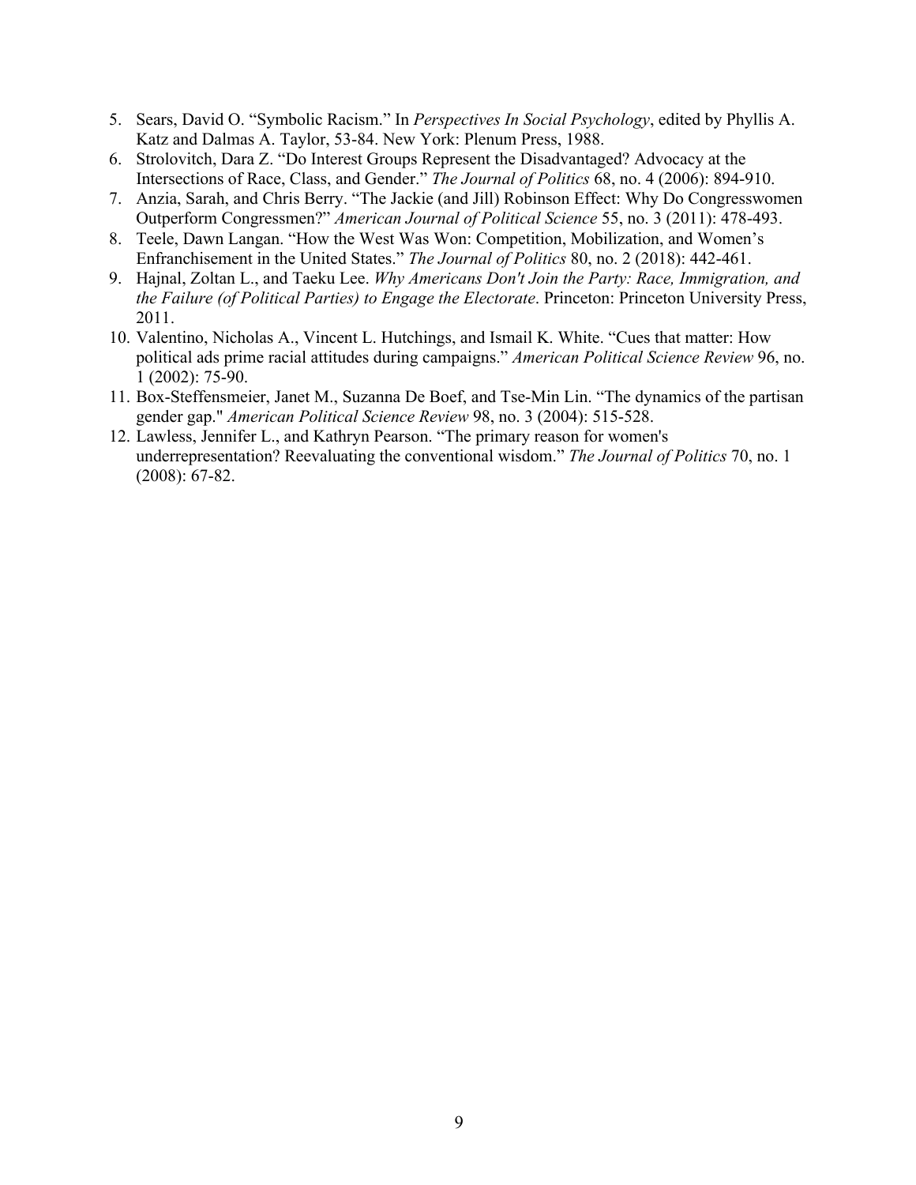5. Sears, David O. "Symbolic Racism." In *Perspectives In Social Psychology*, edited by Phyllis A. Katz and Dalmas A. Taylor, 53-84. New York: Plenum Press, 1988.
6. Strolovitch, Dara Z. "Do Interest Groups Represent the Disadvantaged? Advocacy at the Intersections of Race, Class, and Gender." *The Journal of Politics* 68, no. 4 (2006): 894-910.
7. Anzia, Sarah, and Chris Berry. "The Jackie (and Jill) Robinson Effect: Why Do Congresswomen Outperform Congressmen?" *American Journal of Political Science* 55, no. 3 (2011): 478-493.
8. Teele, Dawn Langan. "How the West Was Won: Competition, Mobilization, and Women's Enfranchisement in the United States." *The Journal of Politics* 80, no. 2 (2018): 442-461.
9. Hajnal, Zoltan L., and Taeku Lee. *Why Americans Don't Join the Party: Race, Immigration, and the Failure (of Political Parties) to Engage the Electorate*. Princeton: Princeton University Press, 2011.
10. Valentino, Nicholas A., Vincent L. Hutchings, and Ismail K. White. "Cues that matter: How political ads prime racial attitudes during campaigns." *American Political Science Review* 96, no. 1 (2002): 75-90.
11. Box-Steffensmeier, Janet M., Suzanna De Boef, and Tse-Min Lin. "The dynamics of the partisan gender gap." *American Political Science Review* 98, no. 3 (2004): 515-528.
12. Lawless, Jennifer L., and Kathryn Pearson. "The primary reason for women's underrepresentation? Reevaluating the conventional wisdom." *The Journal of Politics* 70, no. 1 (2008): 67-82.